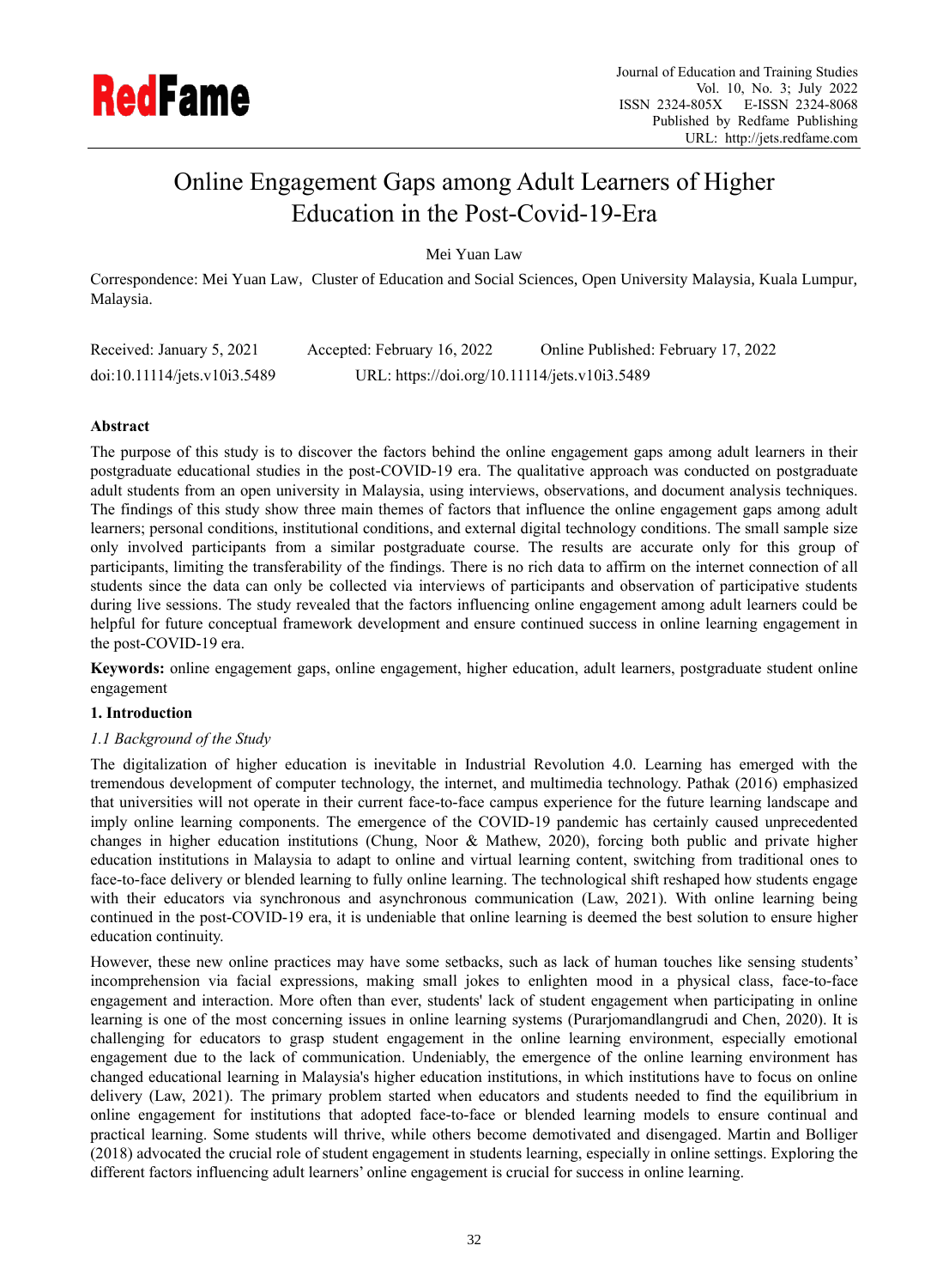# Online Engagement Gaps among Adult Learners of Higher Education in the Post-Covid-19-Era

Mei Yuan Law

Correspondence: Mei Yuan Law, Cluster of Education and Social Sciences, Open University Malaysia, Kuala Lumpur, Malaysia.

Received: January 5, 2021 Accepted: February 16, 2022 Online Published: February 17, 2022

doi:10.11114/jets.v10i3.5489 URL: https://doi.org/10.11114/jets.v10i3.5489

**Abstract**

The purpose of this study is to discover the factors behind the online engagement gaps among adult learners in their postgraduate educational studies in the post-COVID-19 era. The qualitative approach was conducted on postgraduate adult students from an open university in Malaysia, using interviews, observations, and document analysis techniques. The findings of this study show three main themes of factors that influence the online engagement gaps among adult learners; personal conditions, institutional conditions, and external digital technology conditions. The small sample size only involved participants from a similar postgraduate course. The results are accurate only for this group of participants, limiting the transferability of the findings. There is no rich data to affirm on the internet connection of all students since the data can only be collected via interviews of participants and observation of participative students during live sessions. The study revealed that the factors influencing online engagement among adult learners could be helpful for future conceptual framework development and ensure continued success in online learning engagement in the post-COVID-19 era.

**Keywords:** online engagement gaps, online engagement, higher education, adult learners, postgraduate student online engagement

## 1. Introduction

### *1.1 Background of the Study*

The digitalization of higher education is inevitable in Industrial Revolution 4.0. Learning has emerged with the tremendous development of computer technology, the internet, and multimedia technology. Pathak (2016) emphasized that universities will not operate in their current face-to-face campus experience for the future learning landscape and imply online learning components. The emergence of the COVID-19 pandemic has certainly caused unprecedented changes in higher education institutions (Chung, Noor & Mathew, 2020), forcing both public and private higher education institutions in Malaysia to adapt to online and virtual learning content, switching from traditional ones to face-to-face delivery or blended learning to fully online learning. The technological shift reshaped how students engage with their educators via synchronous and asynchronous communication (Law, 2021). With online learning being continued in the post-COVID-19 era, it is undeniable that online learning is deemed the best solution to ensure higher education continuity.

However, these new online practices may have some setbacks, such as lack of human touches like sensing students' incomprehension via facial expressions, making small jokes to enlighten mood in a physical class, face-to-face engagement and interaction. More often than ever, students' lack of student engagement when participating in online learning is one of the most concerning issues in online learning systems (Purarjomandlangrudi and Chen, 2020). It is challenging for educators to grasp student engagement in the online learning environment, especially emotional engagement due to the lack of communication. Undeniably, the emergence of the online learning environment has changed educational learning in Malaysia's higher education institutions, in which institutions have to focus on online delivery (Law, 2021). The primary problem started when educators and students needed to find the equilibrium in online engagement for institutions that adopted face-to-face or blended learning models to ensure continual and practical learning. Some students will thrive, while others become demotivated and disengaged. Martin and Bolliger (2018) advocated the crucial role of student engagement in students learning, especially in online settings. Exploring the different factors influencing adult learners' online engagement is crucial for success in online learning.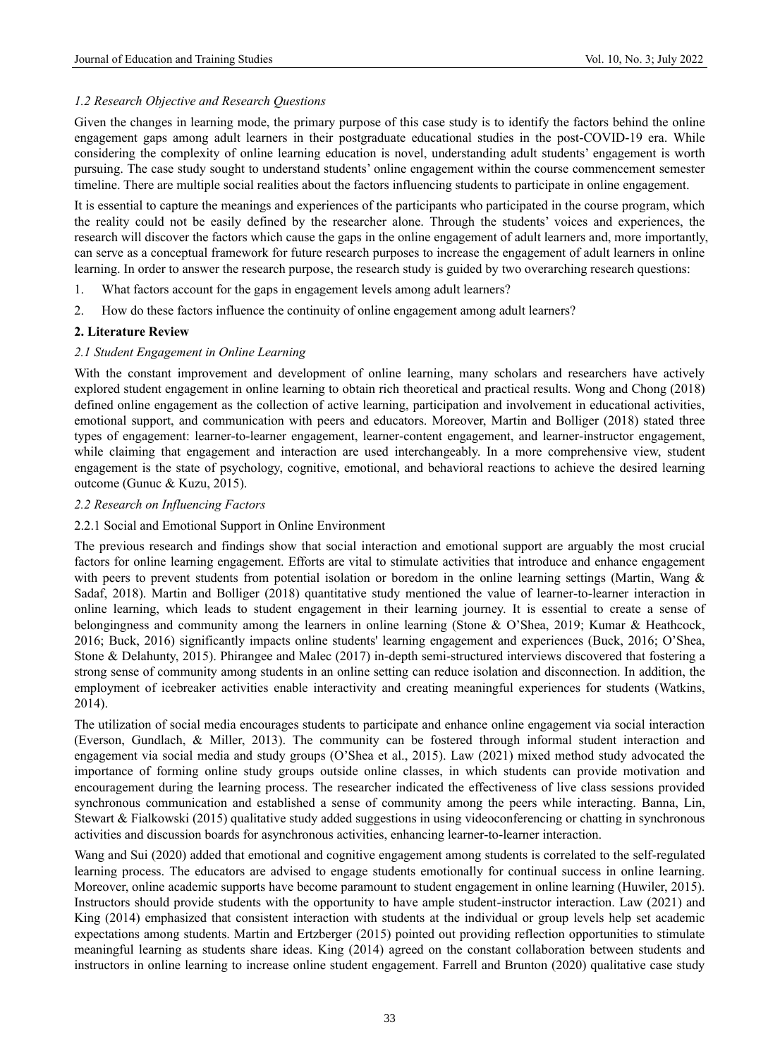### *1.2 Research Objective and Research Questions*

Given the changes in learning mode, the primary purpose of this case study is to identify the factors behind the online engagement gaps among adult learners in their postgraduate educational studies in the post-COVID-19 era. While considering the complexity of online learning education is novel, understanding adult students' engagement is worth pursuing. The case study sought to understand students' online engagement within the course commencement semester timeline. There are multiple social realities about the factors influencing students to participate in online engagement.

It is essential to capture the meanings and experiences of the participants who participated in the course program, which the reality could not be easily defined by the researcher alone. Through the students' voices and experiences, the research will discover the factors which cause the gaps in the online engagement of adult learners and, more importantly, can serve as a conceptual framework for future research purposes to increase the engagement of adult learners in online learning. In order to answer the research purpose, the research study is guided by two overarching research questions:

1. What factors account for the gaps in engagement levels among adult learners?
2. How do these factors influence the continuity of online engagement among adult learners?

## 2. Literature Review

### *2.1 Student Engagement in Online Learning*

With the constant improvement and development of online learning, many scholars and researchers have actively explored student engagement in online learning to obtain rich theoretical and practical results. Wong and Chong (2018) defined online engagement as the collection of active learning, participation and involvement in educational activities, emotional support, and communication with peers and educators. Moreover, Martin and Bolliger (2018) stated three types of engagement: learner-to-learner engagement, learner-content engagement, and learner-instructor engagement, while claiming that engagement and interaction are used interchangeably. In a more comprehensive view, student engagement is the state of psychology, cognitive, emotional, and behavioral reactions to achieve the desired learning outcome (Gunuc & Kuzu, 2015).

### *2.2 Research on Influencing Factors*

#### 2.2.1 Social and Emotional Support in Online Environment

The previous research and findings show that social interaction and emotional support are arguably the most crucial factors for online learning engagement. Efforts are vital to stimulate activities that introduce and enhance engagement with peers to prevent students from potential isolation or boredom in the online learning settings (Martin, Wang & Sadaf, 2018). Martin and Bolliger (2018) quantitative study mentioned the value of learner-to-learner interaction in online learning, which leads to student engagement in their learning journey. It is essential to create a sense of belongingness and community among the learners in online learning (Stone & O'Shea, 2019; Kumar & Heathcock, 2016; Buck, 2016) significantly impacts online students' learning engagement and experiences (Buck, 2016; O'Shea, Stone & Delahunty, 2015). Phirangee and Malec (2017) in-depth semi-structured interviews discovered that fostering a strong sense of community among students in an online setting can reduce isolation and disconnection. In addition, the employment of icebreaker activities enable interactivity and creating meaningful experiences for students (Watkins, 2014).

The utilization of social media encourages students to participate and enhance online engagement via social interaction (Everson, Gundlach, & Miller, 2013). The community can be fostered through informal student interaction and engagement via social media and study groups (O'Shea et al., 2015). Law (2021) mixed method study advocated the importance of forming online study groups outside online classes, in which students can provide motivation and encouragement during the learning process. The researcher indicated the effectiveness of live class sessions provided synchronous communication and established a sense of community among the peers while interacting. Banna, Lin, Stewart & Fialkowski (2015) qualitative study added suggestions in using videoconferencing or chatting in synchronous activities and discussion boards for asynchronous activities, enhancing learner-to-learner interaction.

Wang and Sui (2020) added that emotional and cognitive engagement among students is correlated to the self-regulated learning process. The educators are advised to engage students emotionally for continual success in online learning. Moreover, online academic supports have become paramount to student engagement in online learning (Huwiler, 2015). Instructors should provide students with the opportunity to have ample student-instructor interaction. Law (2021) and King (2014) emphasized that consistent interaction with students at the individual or group levels help set academic expectations among students. Martin and Ertzberger (2015) pointed out providing reflection opportunities to stimulate meaningful learning as students share ideas. King (2014) agreed on the constant collaboration between students and instructors in online learning to increase online student engagement. Farrell and Brunton (2020) qualitative case study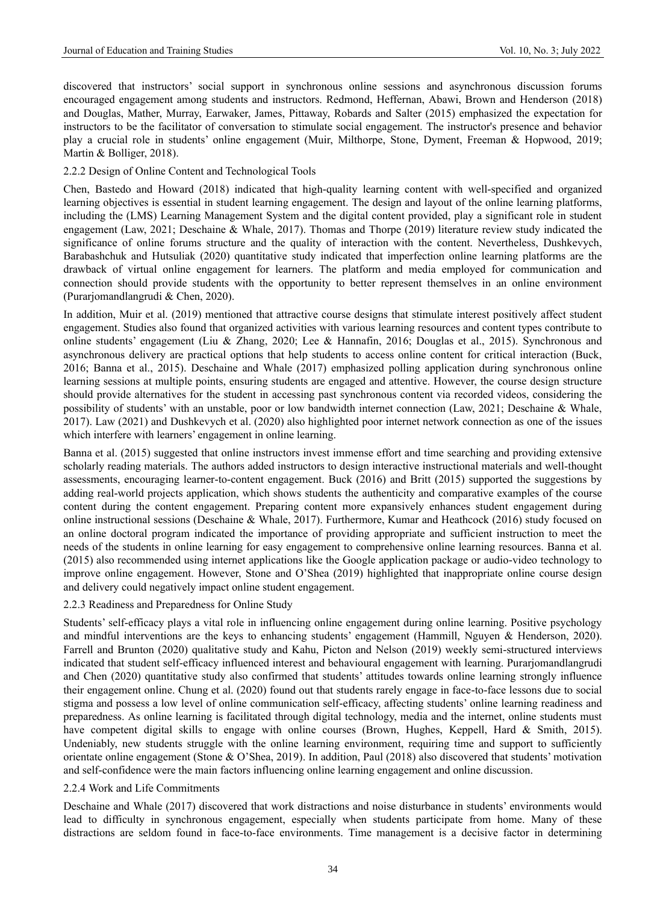discovered that instructors' social support in synchronous online sessions and asynchronous discussion forums encouraged engagement among students and instructors. Redmond, Heffernan, Abawi, Brown and Henderson (2018) and Douglas, Mather, Murray, Earwaker, James, Pittaway, Robards and Salter (2015) emphasized the expectation for instructors to be the facilitator of conversation to stimulate social engagement. The instructor's presence and behavior play a crucial role in students' online engagement (Muir, Milthorpe, Stone, Dyment, Freeman & Hopwood, 2019; Martin & Bolliger, 2018).

#### 2.2.2 Design of Online Content and Technological Tools

Chen, Bastedo and Howard (2018) indicated that high-quality learning content with well-specified and organized learning objectives is essential in student learning engagement. The design and layout of the online learning platforms, including the (LMS) Learning Management System and the digital content provided, play a significant role in student engagement (Law, 2021; Deschaine & Whale, 2017). Thomas and Thorpe (2019) literature review study indicated the significance of online forums structure and the quality of interaction with the content. Nevertheless, Dushkevych, Barabashchuk and Hutsuliak (2020) quantitative study indicated that imperfection online learning platforms are the drawback of virtual online engagement for learners. The platform and media employed for communication and connection should provide students with the opportunity to better represent themselves in an online environment (Purarjomandlangrudi & Chen, 2020).

In addition, Muir et al. (2019) mentioned that attractive course designs that stimulate interest positively affect student engagement. Studies also found that organized activities with various learning resources and content types contribute to online students' engagement (Liu & Zhang, 2020; Lee & Hannafin, 2016; Douglas et al., 2015). Synchronous and asynchronous delivery are practical options that help students to access online content for critical interaction (Buck, 2016; Banna et al., 2015). Deschaine and Whale (2017) emphasized polling application during synchronous online learning sessions at multiple points, ensuring students are engaged and attentive. However, the course design structure should provide alternatives for the student in accessing past synchronous content via recorded videos, considering the possibility of students' with an unstable, poor or low bandwidth internet connection (Law, 2021; Deschaine & Whale, 2017). Law (2021) and Dushkevych et al. (2020) also highlighted poor internet network connection as one of the issues which interfere with learners' engagement in online learning.

Banna et al. (2015) suggested that online instructors invest immense effort and time searching and providing extensive scholarly reading materials. The authors added instructors to design interactive instructional materials and well-thought assessments, encouraging learner-to-content engagement. Buck (2016) and Britt (2015) supported the suggestions by adding real-world projects application, which shows students the authenticity and comparative examples of the course content during the content engagement. Preparing content more expansively enhances student engagement during online instructional sessions (Deschaine & Whale, 2017). Furthermore, Kumar and Heathcock (2016) study focused on an online doctoral program indicated the importance of providing appropriate and sufficient instruction to meet the needs of the students in online learning for easy engagement to comprehensive online learning resources. Banna et al. (2015) also recommended using internet applications like the Google application package or audio-video technology to improve online engagement. However, Stone and O'Shea (2019) highlighted that inappropriate online course design and delivery could negatively impact online student engagement.

#### 2.2.3 Readiness and Preparedness for Online Study

Students' self-efficacy plays a vital role in influencing online engagement during online learning. Positive psychology and mindful interventions are the keys to enhancing students' engagement (Hammill, Nguyen & Henderson, 2020). Farrell and Brunton (2020) qualitative study and Kahu, Picton and Nelson (2019) weekly semi-structured interviews indicated that student self-efficacy influenced interest and behavioural engagement with learning. Purarjomandlangrudi and Chen (2020) quantitative study also confirmed that students' attitudes towards online learning strongly influence their engagement online. Chung et al. (2020) found out that students rarely engage in face-to-face lessons due to social stigma and possess a low level of online communication self-efficacy, affecting students' online learning readiness and preparedness. As online learning is facilitated through digital technology, media and the internet, online students must have competent digital skills to engage with online courses (Brown, Hughes, Keppell, Hard & Smith, 2015). Undeniably, new students struggle with the online learning environment, requiring time and support to sufficiently orientate online engagement (Stone & O'Shea, 2019). In addition, Paul (2018) also discovered that students' motivation and self-confidence were the main factors influencing online learning engagement and online discussion.

#### 2.2.4 Work and Life Commitments

Deschaine and Whale (2017) discovered that work distractions and noise disturbance in students' environments would lead to difficulty in synchronous engagement, especially when students participate from home. Many of these distractions are seldom found in face-to-face environments. Time management is a decisive factor in determining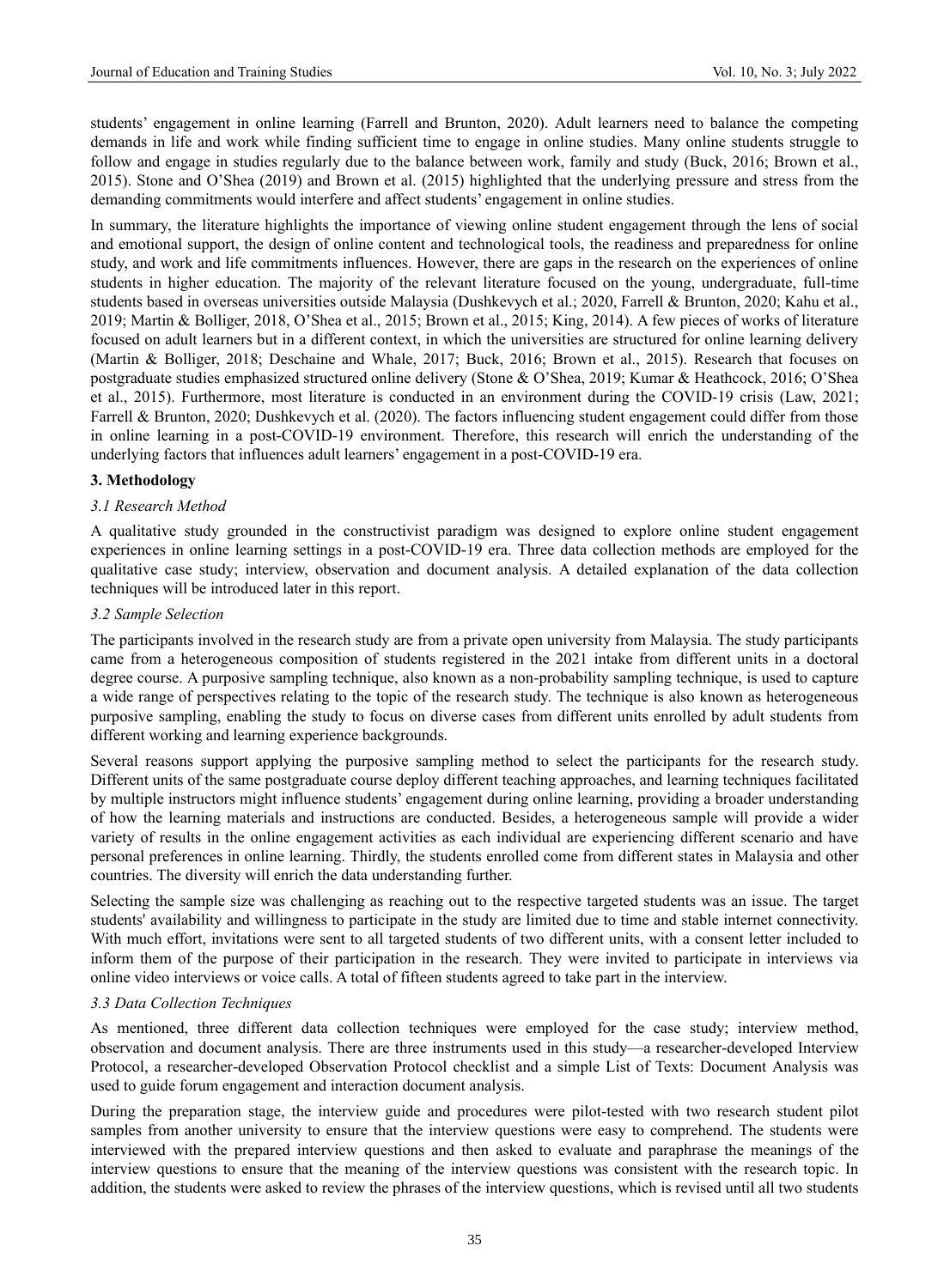students' engagement in online learning (Farrell and Brunton, 2020). Adult learners need to balance the competing demands in life and work while finding sufficient time to engage in online studies. Many online students struggle to follow and engage in studies regularly due to the balance between work, family and study (Buck, 2016; Brown et al., 2015). Stone and O'Shea (2019) and Brown et al. (2015) highlighted that the underlying pressure and stress from the demanding commitments would interfere and affect students' engagement in online studies.

In summary, the literature highlights the importance of viewing online student engagement through the lens of social and emotional support, the design of online content and technological tools, the readiness and preparedness for online study, and work and life commitments influences. However, there are gaps in the research on the experiences of online students in higher education. The majority of the relevant literature focused on the young, undergraduate, full-time students based in overseas universities outside Malaysia (Dushkevych et al.; 2020, Farrell & Brunton, 2020; Kahu et al., 2019; Martin & Bolliger, 2018, O'Shea et al., 2015; Brown et al., 2015; King, 2014). A few pieces of works of literature focused on adult learners but in a different context, in which the universities are structured for online learning delivery (Martin & Bolliger, 2018; Deschaine and Whale, 2017; Buck, 2016; Brown et al., 2015). Research that focuses on postgraduate studies emphasized structured online delivery (Stone & O'Shea, 2019; Kumar & Heathcock, 2016; O'Shea et al., 2015). Furthermore, most literature is conducted in an environment during the COVID-19 crisis (Law, 2021; Farrell & Brunton, 2020; Dushkevych et al. (2020). The factors influencing student engagement could differ from those in online learning in a post-COVID-19 environment. Therefore, this research will enrich the understanding of the underlying factors that influences adult learners' engagement in a post-COVID-19 era.

## 3. Methodology

### *3.1 Research Method*

A qualitative study grounded in the constructivist paradigm was designed to explore online student engagement experiences in online learning settings in a post-COVID-19 era. Three data collection methods are employed for the qualitative case study; interview, observation and document analysis. A detailed explanation of the data collection techniques will be introduced later in this report.

### *3.2 Sample Selection*

The participants involved in the research study are from a private open university from Malaysia. The study participants came from a heterogeneous composition of students registered in the 2021 intake from different units in a doctoral degree course. A purposive sampling technique, also known as a non-probability sampling technique, is used to capture a wide range of perspectives relating to the topic of the research study. The technique is also known as heterogeneous purposive sampling, enabling the study to focus on diverse cases from different units enrolled by adult students from different working and learning experience backgrounds.

Several reasons support applying the purposive sampling method to select the participants for the research study. Different units of the same postgraduate course deploy different teaching approaches, and learning techniques facilitated by multiple instructors might influence students' engagement during online learning, providing a broader understanding of how the learning materials and instructions are conducted. Besides, a heterogeneous sample will provide a wider variety of results in the online engagement activities as each individual are experiencing different scenario and have personal preferences in online learning. Thirdly, the students enrolled come from different states in Malaysia and other countries. The diversity will enrich the data understanding further.

Selecting the sample size was challenging as reaching out to the respective targeted students was an issue. The target students' availability and willingness to participate in the study are limited due to time and stable internet connectivity. With much effort, invitations were sent to all targeted students of two different units, with a consent letter included to inform them of the purpose of their participation in the research. They were invited to participate in interviews via online video interviews or voice calls. A total of fifteen students agreed to take part in the interview.

### *3.3 Data Collection Techniques*

As mentioned, three different data collection techniques were employed for the case study; interview method, observation and document analysis. There are three instruments used in this study—a researcher-developed Interview Protocol, a researcher-developed Observation Protocol checklist and a simple List of Texts: Document Analysis was used to guide forum engagement and interaction document analysis.

During the preparation stage, the interview guide and procedures were pilot-tested with two research student pilot samples from another university to ensure that the interview questions were easy to comprehend. The students were interviewed with the prepared interview questions and then asked to evaluate and paraphrase the meanings of the interview questions to ensure that the meaning of the interview questions was consistent with the research topic. In addition, the students were asked to review the phrases of the interview questions, which is revised until all two students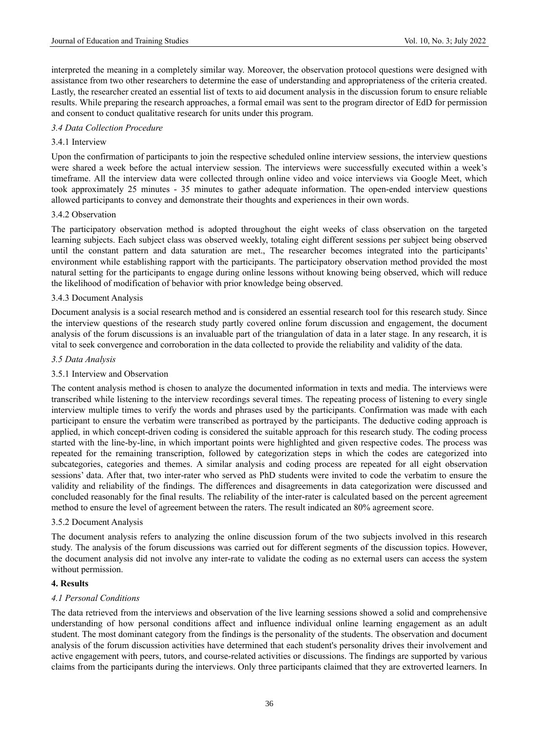interpreted the meaning in a completely similar way. Moreover, the observation protocol questions were designed with assistance from two other researchers to determine the ease of understanding and appropriateness of the criteria created. Lastly, the researcher created an essential list of texts to aid document analysis in the discussion forum to ensure reliable results. While preparing the research approaches, a formal email was sent to the program director of EdD for permission and consent to conduct qualitative research for units under this program.

### *3.4 Data Collection Procedure*

#### 3.4.1 Interview

Upon the confirmation of participants to join the respective scheduled online interview sessions, the interview questions were shared a week before the actual interview session. The interviews were successfully executed within a week's timeframe. All the interview data were collected through online video and voice interviews via Google Meet, which took approximately 25 minutes - 35 minutes to gather adequate information. The open-ended interview questions allowed participants to convey and demonstrate their thoughts and experiences in their own words.

#### 3.4.2 Observation

The participatory observation method is adopted throughout the eight weeks of class observation on the targeted learning subjects. Each subject class was observed weekly, totaling eight different sessions per subject being observed until the constant pattern and data saturation are met., The researcher becomes integrated into the participants' environment while establishing rapport with the participants. The participatory observation method provided the most natural setting for the participants to engage during online lessons without knowing being observed, which will reduce the likelihood of modification of behavior with prior knowledge being observed.

#### 3.4.3 Document Analysis

Document analysis is a social research method and is considered an essential research tool for this research study. Since the interview questions of the research study partly covered online forum discussion and engagement, the document analysis of the forum discussions is an invaluable part of the triangulation of data in a later stage. In any research, it is vital to seek convergence and corroboration in the data collected to provide the reliability and validity of the data.

### *3.5 Data Analysis*

#### 3.5.1 Interview and Observation

The content analysis method is chosen to analyze the documented information in texts and media. The interviews were transcribed while listening to the interview recordings several times. The repeating process of listening to every single interview multiple times to verify the words and phrases used by the participants. Confirmation was made with each participant to ensure the verbatim were transcribed as portrayed by the participants. The deductive coding approach is applied, in which concept-driven coding is considered the suitable approach for this research study. The coding process started with the line-by-line, in which important points were highlighted and given respective codes. The process was repeated for the remaining transcription, followed by categorization steps in which the codes are categorized into subcategories, categories and themes. A similar analysis and coding process are repeated for all eight observation sessions' data. After that, two inter-rater who served as PhD students were invited to code the verbatim to ensure the validity and reliability of the findings. The differences and disagreements in data categorization were discussed and concluded reasonably for the final results. The reliability of the inter-rater is calculated based on the percent agreement method to ensure the level of agreement between the raters. The result indicated an 80% agreement score.

#### 3.5.2 Document Analysis

The document analysis refers to analyzing the online discussion forum of the two subjects involved in this research study. The analysis of the forum discussions was carried out for different segments of the discussion topics. However, the document analysis did not involve any inter-rate to validate the coding as no external users can access the system without permission.

## 4. Results

### *4.1 Personal Conditions*

The data retrieved from the interviews and observation of the live learning sessions showed a solid and comprehensive understanding of how personal conditions affect and influence individual online learning engagement as an adult student. The most dominant category from the findings is the personality of the students. The observation and document analysis of the forum discussion activities have determined that each student's personality drives their involvement and active engagement with peers, tutors, and course-related activities or discussions. The findings are supported by various claims from the participants during the interviews. Only three participants claimed that they are extroverted learners. In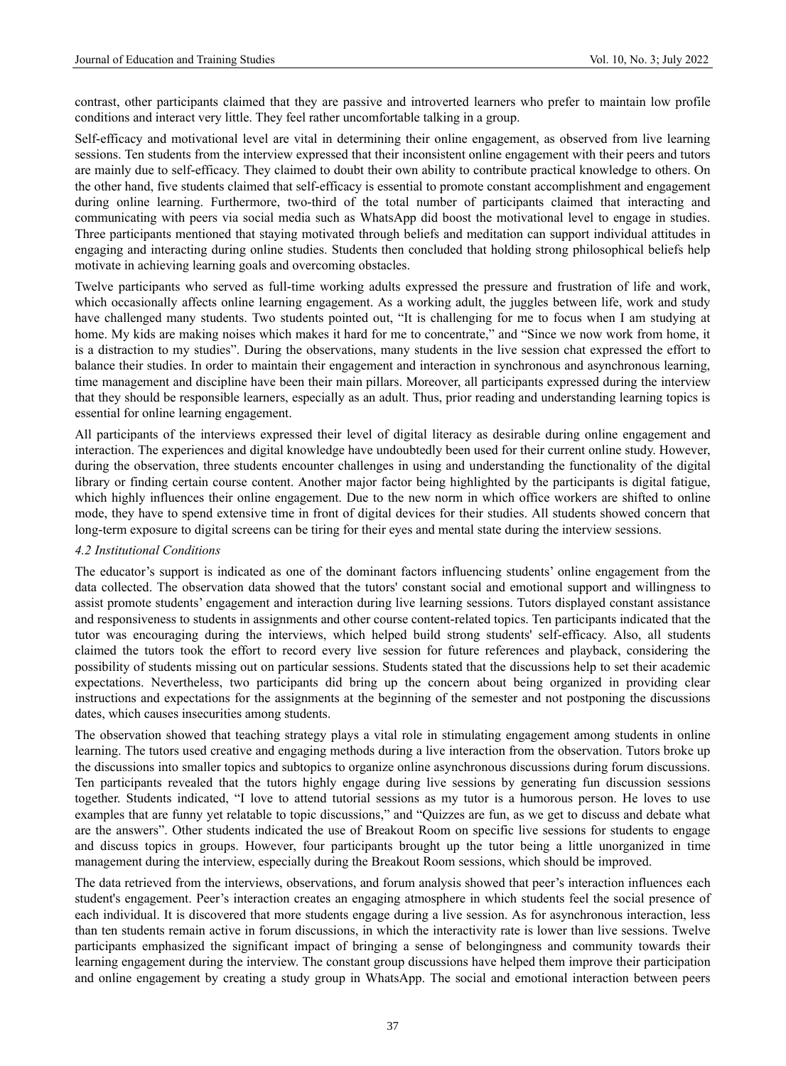contrast, other participants claimed that they are passive and introverted learners who prefer to maintain low profile conditions and interact very little. They feel rather uncomfortable talking in a group.

Self-efficacy and motivational level are vital in determining their online engagement, as observed from live learning sessions. Ten students from the interview expressed that their inconsistent online engagement with their peers and tutors are mainly due to self-efficacy. They claimed to doubt their own ability to contribute practical knowledge to others. On the other hand, five students claimed that self-efficacy is essential to promote constant accomplishment and engagement during online learning. Furthermore, two-third of the total number of participants claimed that interacting and communicating with peers via social media such as WhatsApp did boost the motivational level to engage in studies. Three participants mentioned that staying motivated through beliefs and meditation can support individual attitudes in engaging and interacting during online studies. Students then concluded that holding strong philosophical beliefs help motivate in achieving learning goals and overcoming obstacles.

Twelve participants who served as full-time working adults expressed the pressure and frustration of life and work, which occasionally affects online learning engagement. As a working adult, the juggles between life, work and study have challenged many students. Two students pointed out, "It is challenging for me to focus when I am studying at home. My kids are making noises which makes it hard for me to concentrate," and "Since we now work from home, it is a distraction to my studies". During the observations, many students in the live session chat expressed the effort to balance their studies. In order to maintain their engagement and interaction in synchronous and asynchronous learning, time management and discipline have been their main pillars. Moreover, all participants expressed during the interview that they should be responsible learners, especially as an adult. Thus, prior reading and understanding learning topics is essential for online learning engagement.

All participants of the interviews expressed their level of digital literacy as desirable during online engagement and interaction. The experiences and digital knowledge have undoubtedly been used for their current online study. However, during the observation, three students encounter challenges in using and understanding the functionality of the digital library or finding certain course content. Another major factor being highlighted by the participants is digital fatigue, which highly influences their online engagement. Due to the new norm in which office workers are shifted to online mode, they have to spend extensive time in front of digital devices for their studies. All students showed concern that long-term exposure to digital screens can be tiring for their eyes and mental state during the interview sessions.

### *4.2 Institutional Conditions*

The educator's support is indicated as one of the dominant factors influencing students' online engagement from the data collected. The observation data showed that the tutors' constant social and emotional support and willingness to assist promote students' engagement and interaction during live learning sessions. Tutors displayed constant assistance and responsiveness to students in assignments and other course content-related topics. Ten participants indicated that the tutor was encouraging during the interviews, which helped build strong students' self-efficacy. Also, all students claimed the tutors took the effort to record every live session for future references and playback, considering the possibility of students missing out on particular sessions. Students stated that the discussions help to set their academic expectations. Nevertheless, two participants did bring up the concern about being organized in providing clear instructions and expectations for the assignments at the beginning of the semester and not postponing the discussions dates, which causes insecurities among students.

The observation showed that teaching strategy plays a vital role in stimulating engagement among students in online learning. The tutors used creative and engaging methods during a live interaction from the observation. Tutors broke up the discussions into smaller topics and subtopics to organize online asynchronous discussions during forum discussions. Ten participants revealed that the tutors highly engage during live sessions by generating fun discussion sessions together. Students indicated, "I love to attend tutorial sessions as my tutor is a humorous person. He loves to use examples that are funny yet relatable to topic discussions," and "Quizzes are fun, as we get to discuss and debate what are the answers". Other students indicated the use of Breakout Room on specific live sessions for students to engage and discuss topics in groups. However, four participants brought up the tutor being a little unorganized in time management during the interview, especially during the Breakout Room sessions, which should be improved.

The data retrieved from the interviews, observations, and forum analysis showed that peer's interaction influences each student's engagement. Peer's interaction creates an engaging atmosphere in which students feel the social presence of each individual. It is discovered that more students engage during a live session. As for asynchronous interaction, less than ten students remain active in forum discussions, in which the interactivity rate is lower than live sessions. Twelve participants emphasized the significant impact of bringing a sense of belongingness and community towards their learning engagement during the interview. The constant group discussions have helped them improve their participation and online engagement by creating a study group in WhatsApp. The social and emotional interaction between peers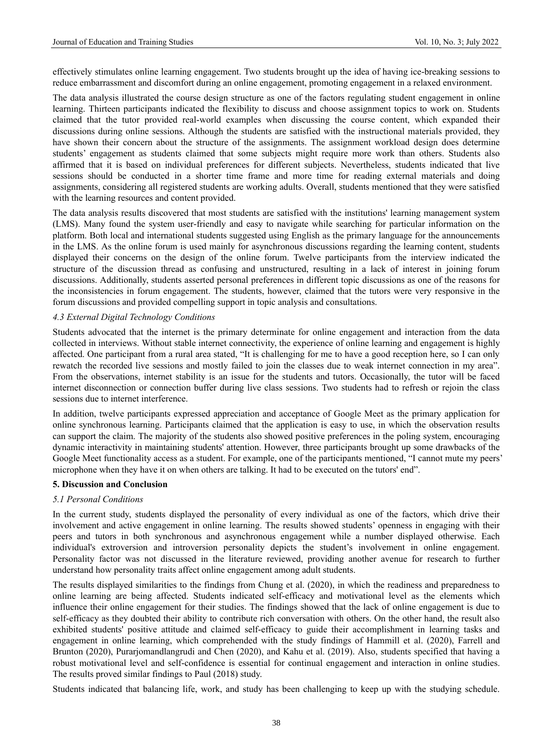effectively stimulates online learning engagement. Two students brought up the idea of having ice-breaking sessions to reduce embarrassment and discomfort during an online engagement, promoting engagement in a relaxed environment.

The data analysis illustrated the course design structure as one of the factors regulating student engagement in online learning. Thirteen participants indicated the flexibility to discuss and choose assignment topics to work on. Students claimed that the tutor provided real-world examples when discussing the course content, which expanded their discussions during online sessions. Although the students are satisfied with the instructional materials provided, they have shown their concern about the structure of the assignments. The assignment workload design does determine students' engagement as students claimed that some subjects might require more work than others. Students also affirmed that it is based on individual preferences for different subjects. Nevertheless, students indicated that live sessions should be conducted in a shorter time frame and more time for reading external materials and doing assignments, considering all registered students are working adults. Overall, students mentioned that they were satisfied with the learning resources and content provided.

The data analysis results discovered that most students are satisfied with the institutions' learning management system (LMS). Many found the system user-friendly and easy to navigate while searching for particular information on the platform. Both local and international students suggested using English as the primary language for the announcements in the LMS. As the online forum is used mainly for asynchronous discussions regarding the learning content, students displayed their concerns on the design of the online forum. Twelve participants from the interview indicated the structure of the discussion thread as confusing and unstructured, resulting in a lack of interest in joining forum discussions. Additionally, students asserted personal preferences in different topic discussions as one of the reasons for the inconsistencies in forum engagement. The students, however, claimed that the tutors were very responsive in the forum discussions and provided compelling support in topic analysis and consultations.

### *4.3 External Digital Technology Conditions*

Students advocated that the internet is the primary determinate for online engagement and interaction from the data collected in interviews. Without stable internet connectivity, the experience of online learning and engagement is highly affected. One participant from a rural area stated, "It is challenging for me to have a good reception here, so I can only rewatch the recorded live sessions and mostly failed to join the classes due to weak internet connection in my area". From the observations, internet stability is an issue for the students and tutors. Occasionally, the tutor will be faced internet disconnection or connection buffer during live class sessions. Two students had to refresh or rejoin the class sessions due to internet interference.

In addition, twelve participants expressed appreciation and acceptance of Google Meet as the primary application for online synchronous learning. Participants claimed that the application is easy to use, in which the observation results can support the claim. The majority of the students also showed positive preferences in the poling system, encouraging dynamic interactivity in maintaining students' attention. However, three participants brought up some drawbacks of the Google Meet functionality access as a student. For example, one of the participants mentioned, "I cannot mute my peers' microphone when they have it on when others are talking. It had to be executed on the tutors' end".

## 5. Discussion and Conclusion

### *5.1 Personal Conditions*

In the current study, students displayed the personality of every individual as one of the factors, which drive their involvement and active engagement in online learning. The results showed students' openness in engaging with their peers and tutors in both synchronous and asynchronous engagement while a number displayed otherwise. Each individual's extroversion and introversion personality depicts the student's involvement in online engagement. Personality factor was not discussed in the literature reviewed, providing another avenue for research to further understand how personality traits affect online engagement among adult students.

The results displayed similarities to the findings from Chung et al. (2020), in which the readiness and preparedness to online learning are being affected. Students indicated self-efficacy and motivational level as the elements which influence their online engagement for their studies. The findings showed that the lack of online engagement is due to self-efficacy as they doubted their ability to contribute rich conversation with others. On the other hand, the result also exhibited students' positive attitude and claimed self-efficacy to guide their accomplishment in learning tasks and engagement in online learning, which comprehended with the study findings of Hammill et al. (2020), Farrell and Brunton (2020), Purarjomandlangrudi and Chen (2020), and Kahu et al. (2019). Also, students specified that having a robust motivational level and self-confidence is essential for continual engagement and interaction in online studies. The results proved similar findings to Paul (2018) study.

Students indicated that balancing life, work, and study has been challenging to keep up with the studying schedule.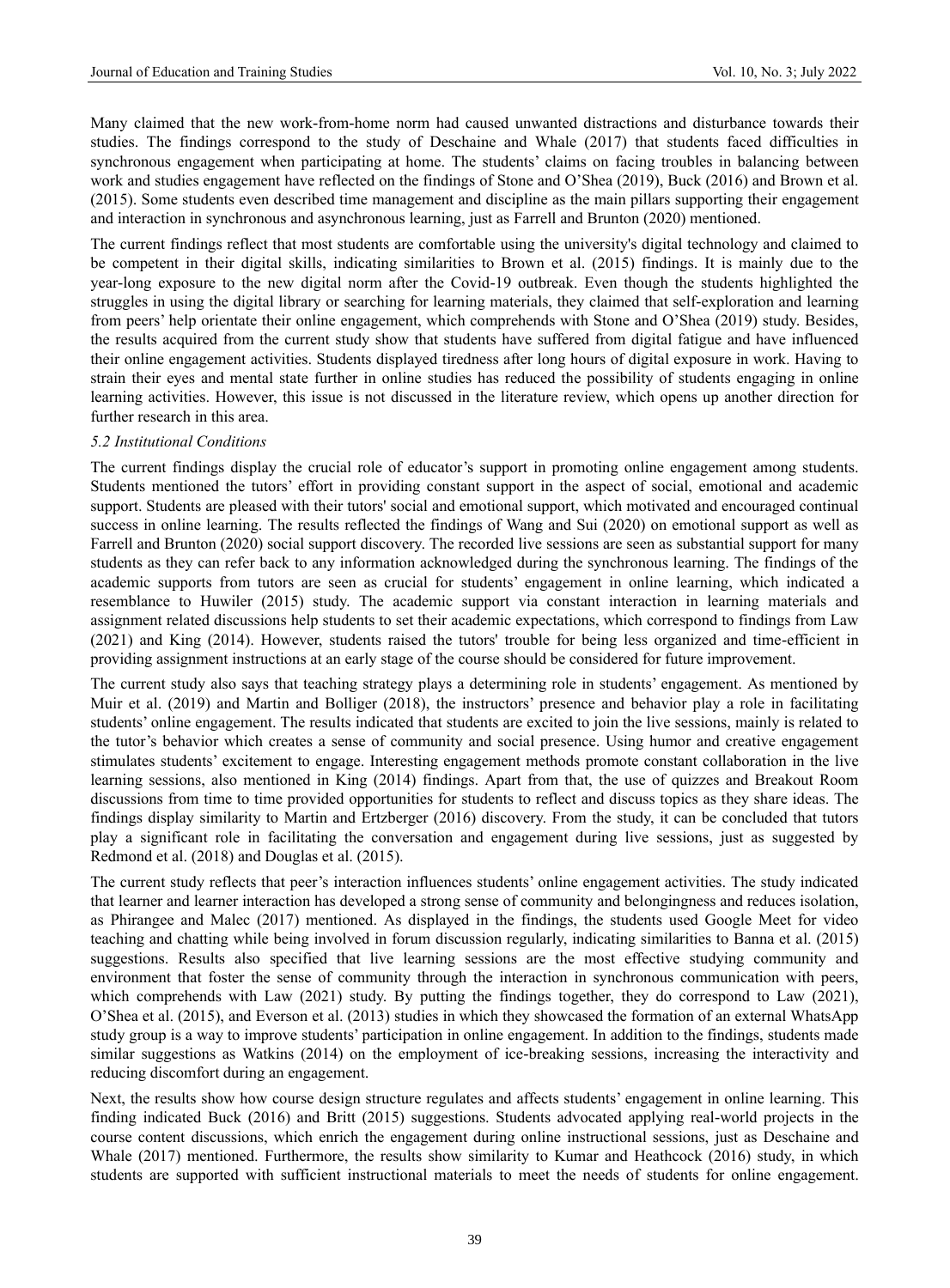Many claimed that the new work-from-home norm had caused unwanted distractions and disturbance towards their studies. The findings correspond to the study of Deschaine and Whale (2017) that students faced difficulties in synchronous engagement when participating at home. The students' claims on facing troubles in balancing between work and studies engagement have reflected on the findings of Stone and O'Shea (2019), Buck (2016) and Brown et al. (2015). Some students even described time management and discipline as the main pillars supporting their engagement and interaction in synchronous and asynchronous learning, just as Farrell and Brunton (2020) mentioned.

The current findings reflect that most students are comfortable using the university's digital technology and claimed to be competent in their digital skills, indicating similarities to Brown et al. (2015) findings. It is mainly due to the year-long exposure to the new digital norm after the Covid-19 outbreak. Even though the students highlighted the struggles in using the digital library or searching for learning materials, they claimed that self-exploration and learning from peers' help orientate their online engagement, which comprehends with Stone and O'Shea (2019) study. Besides, the results acquired from the current study show that students have suffered from digital fatigue and have influenced their online engagement activities. Students displayed tiredness after long hours of digital exposure in work. Having to strain their eyes and mental state further in online studies has reduced the possibility of students engaging in online learning activities. However, this issue is not discussed in the literature review, which opens up another direction for further research in this area.

### *5.2 Institutional Conditions*

The current findings display the crucial role of educator's support in promoting online engagement among students. Students mentioned the tutors' effort in providing constant support in the aspect of social, emotional and academic support. Students are pleased with their tutors' social and emotional support, which motivated and encouraged continual success in online learning. The results reflected the findings of Wang and Sui (2020) on emotional support as well as Farrell and Brunton (2020) social support discovery. The recorded live sessions are seen as substantial support for many students as they can refer back to any information acknowledged during the synchronous learning. The findings of the academic supports from tutors are seen as crucial for students' engagement in online learning, which indicated a resemblance to Huwiler (2015) study. The academic support via constant interaction in learning materials and assignment related discussions help students to set their academic expectations, which correspond to findings from Law (2021) and King (2014). However, students raised the tutors' trouble for being less organized and time-efficient in providing assignment instructions at an early stage of the course should be considered for future improvement.

The current study also says that teaching strategy plays a determining role in students' engagement. As mentioned by Muir et al. (2019) and Martin and Bolliger (2018), the instructors' presence and behavior play a role in facilitating students' online engagement. The results indicated that students are excited to join the live sessions, mainly is related to the tutor's behavior which creates a sense of community and social presence. Using humor and creative engagement stimulates students' excitement to engage. Interesting engagement methods promote constant collaboration in the live learning sessions, also mentioned in King (2014) findings. Apart from that, the use of quizzes and Breakout Room discussions from time to time provided opportunities for students to reflect and discuss topics as they share ideas. The findings display similarity to Martin and Ertzberger (2016) discovery. From the study, it can be concluded that tutors play a significant role in facilitating the conversation and engagement during live sessions, just as suggested by Redmond et al. (2018) and Douglas et al. (2015).

The current study reflects that peer's interaction influences students' online engagement activities. The study indicated that learner and learner interaction has developed a strong sense of community and belongingness and reduces isolation, as Phirangee and Malec (2017) mentioned. As displayed in the findings, the students used Google Meet for video teaching and chatting while being involved in forum discussion regularly, indicating similarities to Banna et al. (2015) suggestions. Results also specified that live learning sessions are the most effective studying community and environment that foster the sense of community through the interaction in synchronous communication with peers, which comprehends with Law (2021) study. By putting the findings together, they do correspond to Law (2021), O'Shea et al. (2015), and Everson et al. (2013) studies in which they showcased the formation of an external WhatsApp study group is a way to improve students' participation in online engagement. In addition to the findings, students made similar suggestions as Watkins (2014) on the employment of ice-breaking sessions, increasing the interactivity and reducing discomfort during an engagement.

Next, the results show how course design structure regulates and affects students' engagement in online learning. This finding indicated Buck (2016) and Britt (2015) suggestions. Students advocated applying real-world projects in the course content discussions, which enrich the engagement during online instructional sessions, just as Deschaine and Whale (2017) mentioned. Furthermore, the results show similarity to Kumar and Heathcock (2016) study, in which students are supported with sufficient instructional materials to meet the needs of students for online engagement.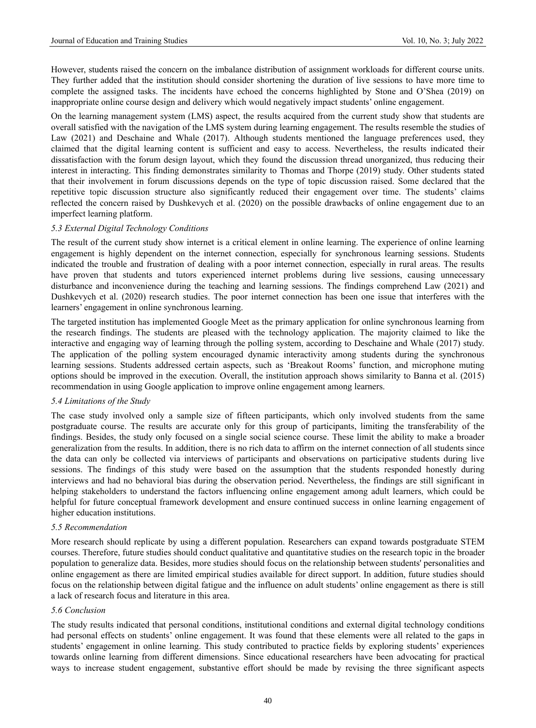However, students raised the concern on the imbalance distribution of assignment workloads for different course units. They further added that the institution should consider shortening the duration of live sessions to have more time to complete the assigned tasks. The incidents have echoed the concerns highlighted by Stone and O'Shea (2019) on inappropriate online course design and delivery which would negatively impact students' online engagement.

On the learning management system (LMS) aspect, the results acquired from the current study show that students are overall satisfied with the navigation of the LMS system during learning engagement. The results resemble the studies of Law (2021) and Deschaine and Whale (2017). Although students mentioned the language preferences used, they claimed that the digital learning content is sufficient and easy to access. Nevertheless, the results indicated their dissatisfaction with the forum design layout, which they found the discussion thread unorganized, thus reducing their interest in interacting. This finding demonstrates similarity to Thomas and Thorpe (2019) study. Other students stated that their involvement in forum discussions depends on the type of topic discussion raised. Some declared that the repetitive topic discussion structure also significantly reduced their engagement over time. The students' claims reflected the concern raised by Dushkevych et al. (2020) on the possible drawbacks of online engagement due to an imperfect learning platform.

### *5.3 External Digital Technology Conditions*

The result of the current study show internet is a critical element in online learning. The experience of online learning engagement is highly dependent on the internet connection, especially for synchronous learning sessions. Students indicated the trouble and frustration of dealing with a poor internet connection, especially in rural areas. The results have proven that students and tutors experienced internet problems during live sessions, causing unnecessary disturbance and inconvenience during the teaching and learning sessions. The findings comprehend Law (2021) and Dushkevych et al. (2020) research studies. The poor internet connection has been one issue that interferes with the learners' engagement in online synchronous learning.

The targeted institution has implemented Google Meet as the primary application for online synchronous learning from the research findings. The students are pleased with the technology application. The majority claimed to like the interactive and engaging way of learning through the polling system, according to Deschaine and Whale (2017) study. The application of the polling system encouraged dynamic interactivity among students during the synchronous learning sessions. Students addressed certain aspects, such as 'Breakout Rooms' function, and microphone muting options should be improved in the execution. Overall, the institution approach shows similarity to Banna et al. (2015) recommendation in using Google application to improve online engagement among learners.

### *5.4 Limitations of the Study*

The case study involved only a sample size of fifteen participants, which only involved students from the same postgraduate course. The results are accurate only for this group of participants, limiting the transferability of the findings. Besides, the study only focused on a single social science course. These limit the ability to make a broader generalization from the results. In addition, there is no rich data to affirm on the internet connection of all students since the data can only be collected via interviews of participants and observations on participative students during live sessions. The findings of this study were based on the assumption that the students responded honestly during interviews and had no behavioral bias during the observation period. Nevertheless, the findings are still significant in helping stakeholders to understand the factors influencing online engagement among adult learners, which could be helpful for future conceptual framework development and ensure continued success in online learning engagement of higher education institutions.

### *5.5 Recommendation*

More research should replicate by using a different population. Researchers can expand towards postgraduate STEM courses. Therefore, future studies should conduct qualitative and quantitative studies on the research topic in the broader population to generalize data. Besides, more studies should focus on the relationship between students' personalities and online engagement as there are limited empirical studies available for direct support. In addition, future studies should focus on the relationship between digital fatigue and the influence on adult students' online engagement as there is still a lack of research focus and literature in this area.

### *5.6 Conclusion*

The study results indicated that personal conditions, institutional conditions and external digital technology conditions had personal effects on students' online engagement. It was found that these elements were all related to the gaps in students' engagement in online learning. This study contributed to practice fields by exploring students' experiences towards online learning from different dimensions. Since educational researchers have been advocating for practical ways to increase student engagement, substantive effort should be made by revising the three significant aspects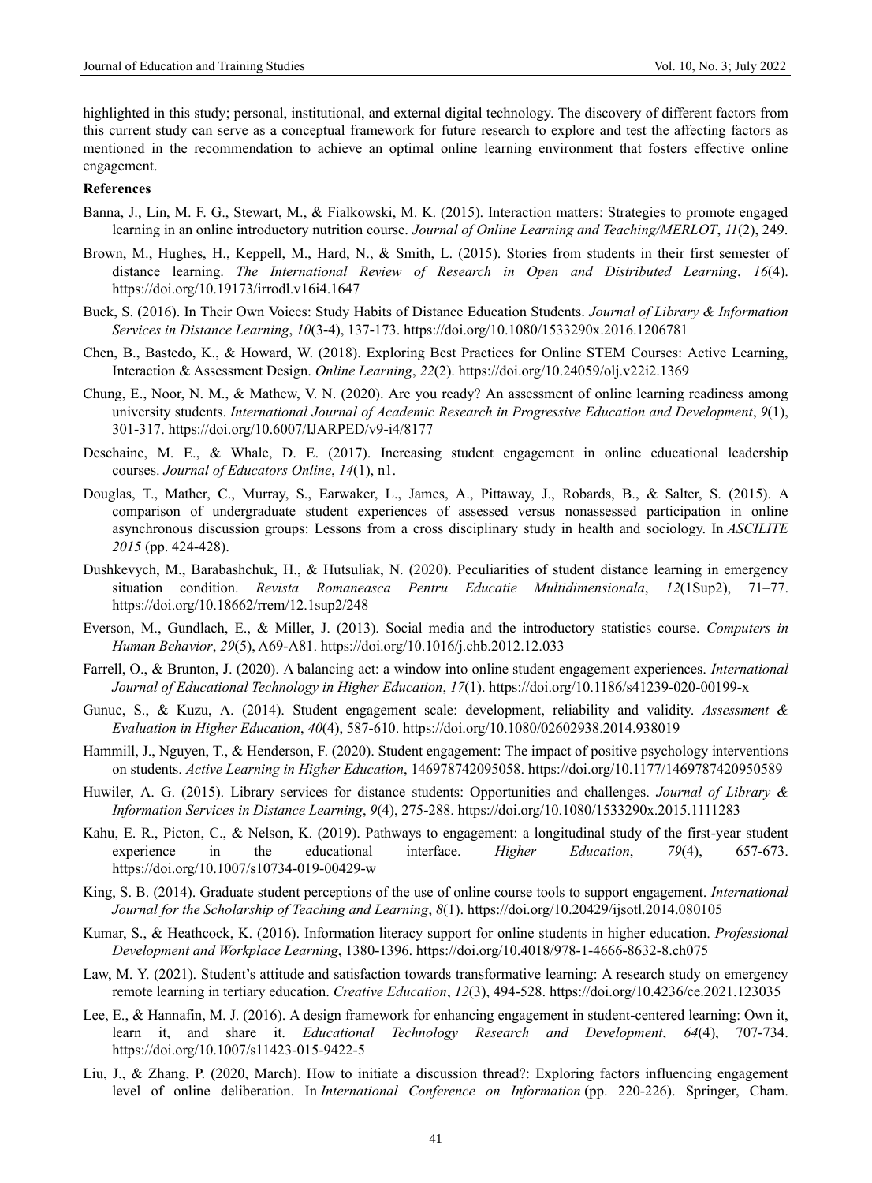highlighted in this study; personal, institutional, and external digital technology. The discovery of different factors from this current study can serve as a conceptual framework for future research to explore and test the affecting factors as mentioned in the recommendation to achieve an optimal online learning environment that fosters effective online engagement.

**References**

Banna, J., Lin, M. F. G., Stewart, M., & Fialkowski, M. K. (2015). Interaction matters: Strategies to promote engaged learning in an online introductory nutrition course. *Journal of Online Learning and Teaching/MERLOT*, *11*(2), 249.

Brown, M., Hughes, H., Keppell, M., Hard, N., & Smith, L. (2015). Stories from students in their first semester of distance learning. *The International Review of Research in Open and Distributed Learning*, *16*(4). https://doi.org/10.19173/irrodl.v16i4.1647

Buck, S. (2016). In Their Own Voices: Study Habits of Distance Education Students. *Journal of Library & Information Services in Distance Learning*, *10*(3-4), 137-173. https://doi.org/10.1080/1533290x.2016.1206781

Chen, B., Bastedo, K., & Howard, W. (2018). Exploring Best Practices for Online STEM Courses: Active Learning, Interaction & Assessment Design. *Online Learning*, *22*(2). https://doi.org/10.24059/olj.v22i2.1369

Chung, E., Noor, N. M., & Mathew, V. N. (2020). Are you ready? An assessment of online learning readiness among university students. *International Journal of Academic Research in Progressive Education and Development*, *9*(1), 301-317. https://doi.org/10.6007/IJARPED/v9-i4/8177

Deschaine, M. E., & Whale, D. E. (2017). Increasing student engagement in online educational leadership courses. *Journal of Educators Online*, *14*(1), n1.

Douglas, T., Mather, C., Murray, S., Earwaker, L., James, A., Pittaway, J., Robards, B., & Salter, S. (2015). A comparison of undergraduate student experiences of assessed versus nonassessed participation in online asynchronous discussion groups: Lessons from a cross disciplinary study in health and sociology. In *ASCILITE 2015* (pp. 424-428).

Dushkevych, M., Barabashchuk, H., & Hutsuliak, N. (2020). Peculiarities of student distance learning in emergency situation condition. *Revista Romaneasca Pentru Educatie Multidimensionala*, *12*(1Sup2), 71–77. https://doi.org/10.18662/rrem/12.1sup2/248

Everson, M., Gundlach, E., & Miller, J. (2013). Social media and the introductory statistics course. *Computers in Human Behavior*, *29*(5), A69-A81. https://doi.org/10.1016/j.chb.2012.12.033

Farrell, O., & Brunton, J. (2020). A balancing act: a window into online student engagement experiences. *International Journal of Educational Technology in Higher Education*, *17*(1). https://doi.org/10.1186/s41239-020-00199-x

Gunuc, S., & Kuzu, A. (2014). Student engagement scale: development, reliability and validity. *Assessment & Evaluation in Higher Education*, *40*(4), 587-610. https://doi.org/10.1080/02602938.2014.938019

Hammill, J., Nguyen, T., & Henderson, F. (2020). Student engagement: The impact of positive psychology interventions on students. *Active Learning in Higher Education*, 146978742095058. https://doi.org/10.1177/1469787420950589

Huwiler, A. G. (2015). Library services for distance students: Opportunities and challenges. *Journal of Library & Information Services in Distance Learning*, *9*(4), 275-288. https://doi.org/10.1080/1533290x.2015.1111283

Kahu, E. R., Picton, C., & Nelson, K. (2019). Pathways to engagement: a longitudinal study of the first-year student experience in the educational interface. *Higher Education*, *79*(4), 657-673. https://doi.org/10.1007/s10734-019-00429-w

King, S. B. (2014). Graduate student perceptions of the use of online course tools to support engagement. *International Journal for the Scholarship of Teaching and Learning*, *8*(1). https://doi.org/10.20429/ijsotl.2014.080105

Kumar, S., & Heathcock, K. (2016). Information literacy support for online students in higher education. *Professional Development and Workplace Learning*, 1380-1396. https://doi.org/10.4018/978-1-4666-8632-8.ch075

Law, M. Y. (2021). Student's attitude and satisfaction towards transformative learning: A research study on emergency remote learning in tertiary education. *Creative Education*, *12*(3), 494-528. https://doi.org/10.4236/ce.2021.123035

Lee, E., & Hannafin, M. J. (2016). A design framework for enhancing engagement in student-centered learning: Own it, learn it, and share it. *Educational Technology Research and Development*, *64*(4), 707-734. https://doi.org/10.1007/s11423-015-9422-5

Liu, J., & Zhang, P. (2020, March). How to initiate a discussion thread?: Exploring factors influencing engagement level of online deliberation. In *International Conference on Information* (pp. 220-226). Springer, Cham.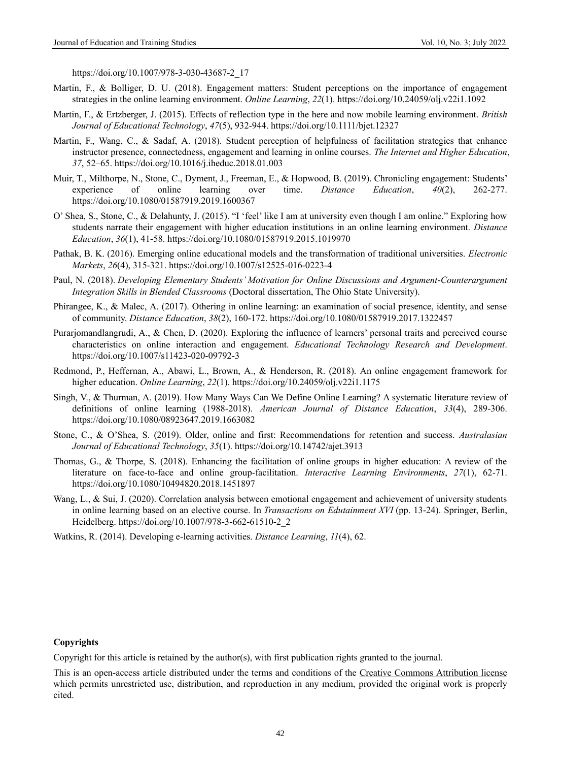https://doi.org/10.1007/978-3-030-43687-2_17

Martin, F., & Bolliger, D. U. (2018). Engagement matters: Student perceptions on the importance of engagement strategies in the online learning environment. *Online Learning*, *22*(1). https://doi.org/10.24059/olj.v22i1.1092

Martin, F., & Ertzberger, J. (2015). Effects of reflection type in the here and now mobile learning environment. *British Journal of Educational Technology*, *47*(5), 932-944. https://doi.org/10.1111/bjet.12327

Martin, F., Wang, C., & Sadaf, A. (2018). Student perception of helpfulness of facilitation strategies that enhance instructor presence, connectedness, engagement and learning in online courses. *The Internet and Higher Education*, *37*, 52–65. https://doi.org/10.1016/j.iheduc.2018.01.003

Muir, T., Milthorpe, N., Stone, C., Dyment, J., Freeman, E., & Hopwood, B. (2019). Chronicling engagement: Students' experience of online learning over time. *Distance Education*, *40*(2), 262-277. https://doi.org/10.1080/01587919.2019.1600367

O' Shea, S., Stone, C., & Delahunty, J. (2015). "I 'feel' like I am at university even though I am online." Exploring how students narrate their engagement with higher education institutions in an online learning environment. *Distance Education*, *36*(1), 41-58. https://doi.org/10.1080/01587919.2015.1019970

Pathak, B. K. (2016). Emerging online educational models and the transformation of traditional universities. *Electronic Markets*, *26*(4), 315-321. https://doi.org/10.1007/s12525-016-0223-4

Paul, N. (2018). *Developing Elementary Students' Motivation for Online Discussions and Argument-Counterargument Integration Skills in Blended Classrooms* (Doctoral dissertation, The Ohio State University).

Phirangee, K., & Malec, A. (2017). Othering in online learning: an examination of social presence, identity, and sense of community. *Distance Education*, *38*(2), 160-172. https://doi.org/10.1080/01587919.2017.1322457

Purarjomandlangrudi, A., & Chen, D. (2020). Exploring the influence of learners' personal traits and perceived course characteristics on online interaction and engagement. *Educational Technology Research and Development*. https://doi.org/10.1007/s11423-020-09792-3

Redmond, P., Heffernan, A., Abawi, L., Brown, A., & Henderson, R. (2018). An online engagement framework for higher education. *Online Learning*, *22*(1). https://doi.org/10.24059/olj.v22i1.1175

Singh, V., & Thurman, A. (2019). How Many Ways Can We Define Online Learning? A systematic literature review of definitions of online learning (1988-2018). *American Journal of Distance Education*, *33*(4), 289-306. https://doi.org/10.1080/08923647.2019.1663082

Stone, C., & O'Shea, S. (2019). Older, online and first: Recommendations for retention and success. *Australasian Journal of Educational Technology*, *35*(1). https://doi.org/10.14742/ajet.3913

Thomas, G., & Thorpe, S. (2018). Enhancing the facilitation of online groups in higher education: A review of the literature on face-to-face and online group-facilitation. *Interactive Learning Environments*, *27*(1), 62-71. https://doi.org/10.1080/10494820.2018.1451897

Wang, L., & Sui, J. (2020). Correlation analysis between emotional engagement and achievement of university students in online learning based on an elective course. In *Transactions on Edutainment XVI* (pp. 13-24). Springer, Berlin, Heidelberg. https://doi.org/10.1007/978-3-662-61510-2_2

Watkins, R. (2014). Developing e-learning activities. *Distance Learning*, *11*(4), 62.

**Copyrights**

Copyright for this article is retained by the author(s), with first publication rights granted to the journal.

This is an open-access article distributed under the terms and conditions of the Creative Commons Attribution license which permits unrestricted use, distribution, and reproduction in any medium, provided the original work is properly cited.